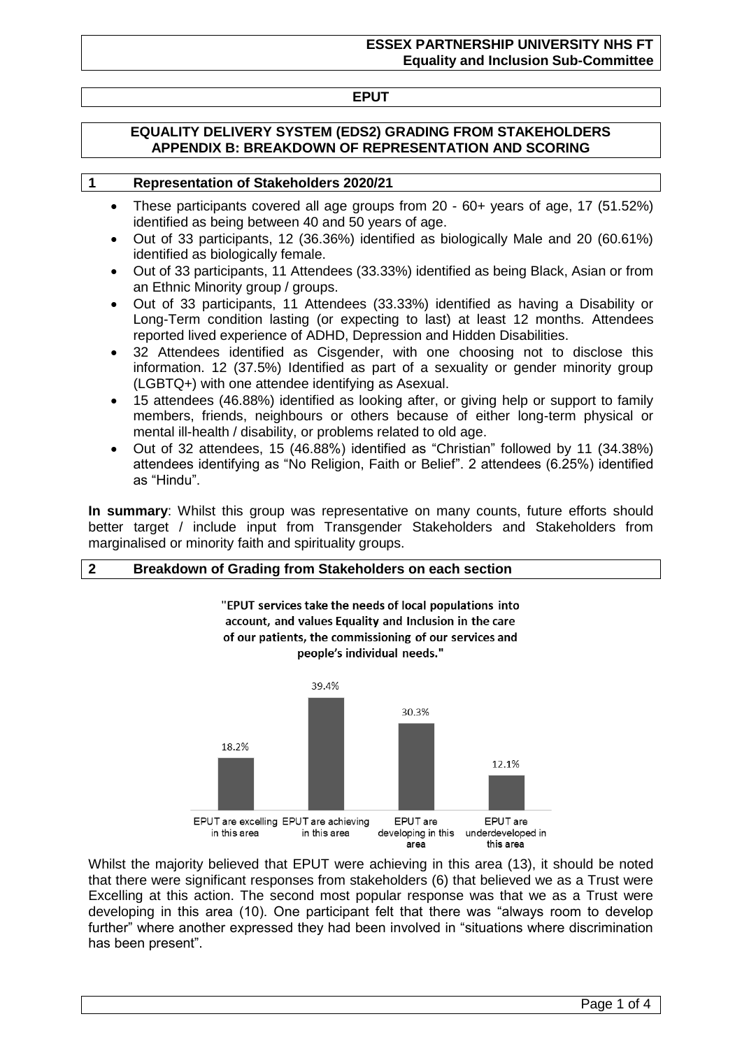# EQUALITY DELIVERY SYSTEM (EDS2) GRADING FROM STAKEHOLDERS
## APPENDIX B: BREAKDOWN OF REPRESENTATION AND SCORING

## 1 Representation of Stakeholders 2020/21

- These participants covered all age groups from 20 - 60+ years of age, 17 (51.52%) identified as being between 40 and 50 years of age.
- Out of 33 participants, 12 (36.36%) identified as biologically Male and 20 (60.61%) identified as biologically female.
- Out of 33 participants, 11 Attendees (33.33%) identified as being Black, Asian or from an Ethnic Minority group / groups.
- Out of 33 participants, 11 Attendees (33.33%) identified as having a Disability or Long-Term condition lasting (or expecting to last) at least 12 months. Attendees reported lived experience of ADHD, Depression and Hidden Disabilities.
- 32 Attendees identified as Cisgender, with one choosing not to disclose this information. 12 (37.5%) Identified as part of a sexuality or gender minority group (LGBTQ+) with one attendee identifying as Asexual.
- 15 attendees (46.88%) identified as looking after, or giving help or support to family members, friends, neighbours or others because of either long-term physical or mental ill-health / disability, or problems related to old age.
- Out of 32 attendees, 15 (46.88%) identified as "Christian" followed by 11 (34.38%) attendees identifying as "No Religion, Faith or Belief". 2 attendees (6.25%) identified as "Hindu".

**In summary**: Whilst this group was representative on many counts, future efforts should better target / include input from Transgender Stakeholders and Stakeholders from marginalised or minority faith and spirituality groups.

## 2 Breakdown of Grading from Stakeholders on each section

"EPUT services take the needs of local populations into account, and values Equality and Inclusion in the care of our patients, the commissioning of our services and people's individual needs."

| EPUT are excelling in this area | EPUT are achieving in this area | EPUT are developing in this area | EPUT are underdeveloped in this area |
|---|---|---|---|
| 18.2% | 39.4% | 30.3% | 12.1% |

Whilst the majority believed that EPUT were achieving in this area (13), it should be noted that there were significant responses from stakeholders (6) that believed we as a Trust were Excelling at this action. The second most popular response was that we as a Trust were developing in this area (10). One participant felt that there was "always room to develop further" where another expressed they had been involved in "situations where discrimination has been present".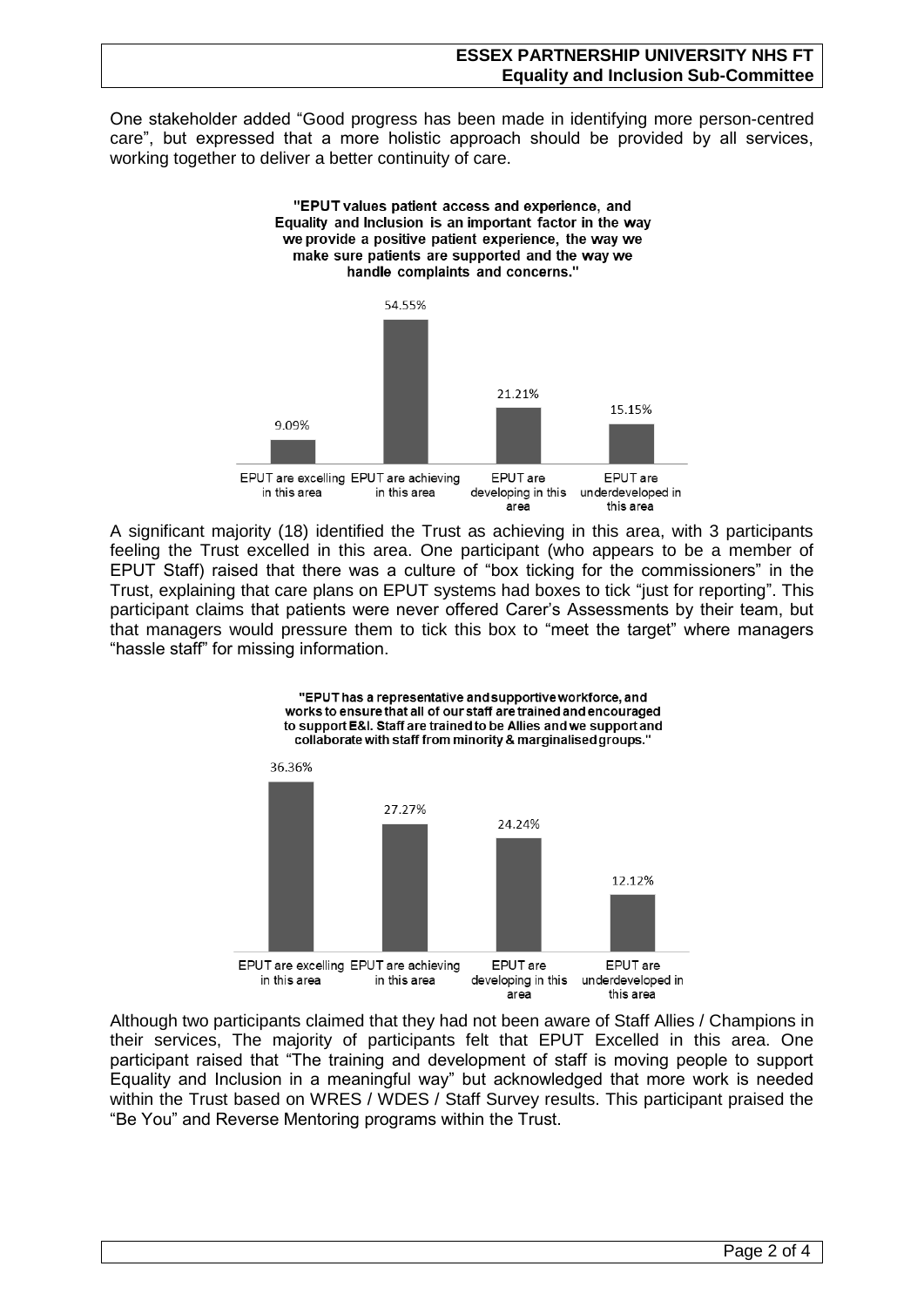One stakeholder added "Good progress has been made in identifying more person-centred care", but expressed that a more holistic approach should be provided by all services, working together to deliver a better continuity of care.

**"EPUT values patient access and experience, and Equality and Inclusion is an important factor in the way we provide a positive patient experience, the way we make sure patients are supported and the way we handle complaints and concerns."**

| EPUT are excelling in this area | EPUT are achieving in this area | EPUT are developing in this area | EPUT are underdeveloped in this area |
|---|---|---|---|
| 9.09% | 54.55% | 21.21% | 15.15% |

A significant majority (18) identified the Trust as achieving in this area, with 3 participants feeling the Trust excelled in this area. One participant (who appears to be a member of EPUT Staff) raised that there was a culture of "box ticking for the commissioners" in the Trust, explaining that care plans on EPUT systems had boxes to tick "just for reporting". This participant claims that patients were never offered Carer's Assessments by their team, but that managers would pressure them to tick this box to "meet the target" where managers "hassle staff" for missing information.

**"EPUT has a representative and supportive workforce, and works to ensure that all of our staff are trained and encouraged to support E&I. Staff are trained to be Allies and we support and collaborate with staff from minority & marginalised groups."**

| EPUT are excelling in this area | EPUT are achieving in this area | EPUT are developing in this area | EPUT are underdeveloped in this area |
|---|---|---|---|
| 36.36% | 27.27% | 24.24% | 12.12% |

Although two participants claimed that they had not been aware of Staff Allies / Champions in their services, The majority of participants felt that EPUT Excelled in this area. One participant raised that "The training and development of staff is moving people to support Equality and Inclusion in a meaningful way" but acknowledged that more work is needed within the Trust based on WRES / WDES / Staff Survey results. This participant praised the "Be You" and Reverse Mentoring programs within the Trust.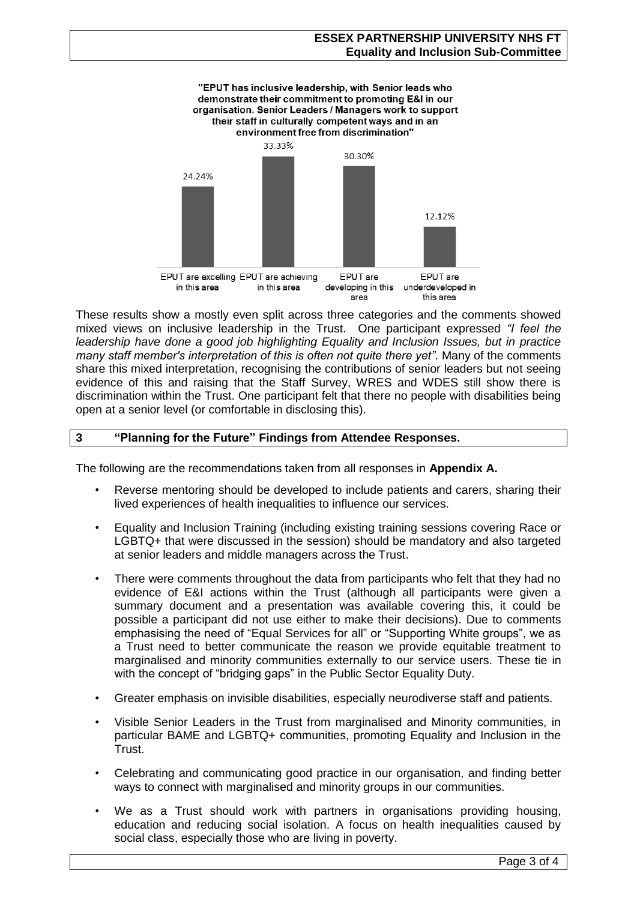"EPUT has inclusive leadership, with Senior leads who demonstrate their commitment to promoting E&I in our organisation. Senior Leaders / Managers work to support their staff in culturally competent ways and in an environment free from discrimination"

| Response | Percentage |
|---|---|
| EPUT are excelling in this area | 24.24% |
| EPUT are achieving in this area | 33.33% |
| EPUT are developing in this area | 30.30% |
| EPUT are underdeveloped in this area | 12.12% |

These results show a mostly even split across three categories and the comments showed mixed views on inclusive leadership in the Trust. One participant expressed *"I feel the leadership have done a good job highlighting Equality and Inclusion Issues, but in practice many staff member's interpretation of this is often not quite there yet"*. Many of the comments share this mixed interpretation, recognising the contributions of senior leaders but not seeing evidence of this and raising that the Staff Survey, WRES and WDES still show there is discrimination within the Trust. One participant felt that there no people with disabilities being open at a senior level (or comfortable in disclosing this).

## 3 "Planning for the Future" Findings from Attendee Responses.

The following are the recommendations taken from all responses in **Appendix A.**

- Reverse mentoring should be developed to include patients and carers, sharing their lived experiences of health inequalities to influence our services.
- Equality and Inclusion Training (including existing training sessions covering Race or LGBTQ+ that were discussed in the session) should be mandatory and also targeted at senior leaders and middle managers across the Trust.
- There were comments throughout the data from participants who felt that they had no evidence of E&I actions within the Trust (although all participants were given a summary document and a presentation was available covering this, it could be possible a participant did not use either to make their decisions). Due to comments emphasising the need of "Equal Services for all" or "Supporting White groups", we as a Trust need to better communicate the reason we provide equitable treatment to marginalised and minority communities externally to our service users. These tie in with the concept of "bridging gaps" in the Public Sector Equality Duty.
- Greater emphasis on invisible disabilities, especially neurodiverse staff and patients.
- Visible Senior Leaders in the Trust from marginalised and Minority communities, in particular BAME and LGBTQ+ communities, promoting Equality and Inclusion in the Trust.
- Celebrating and communicating good practice in our organisation, and finding better ways to connect with marginalised and minority groups in our communities.
- We as a Trust should work with partners in organisations providing housing, education and reducing social isolation. A focus on health inequalities caused by social class, especially those who are living in poverty.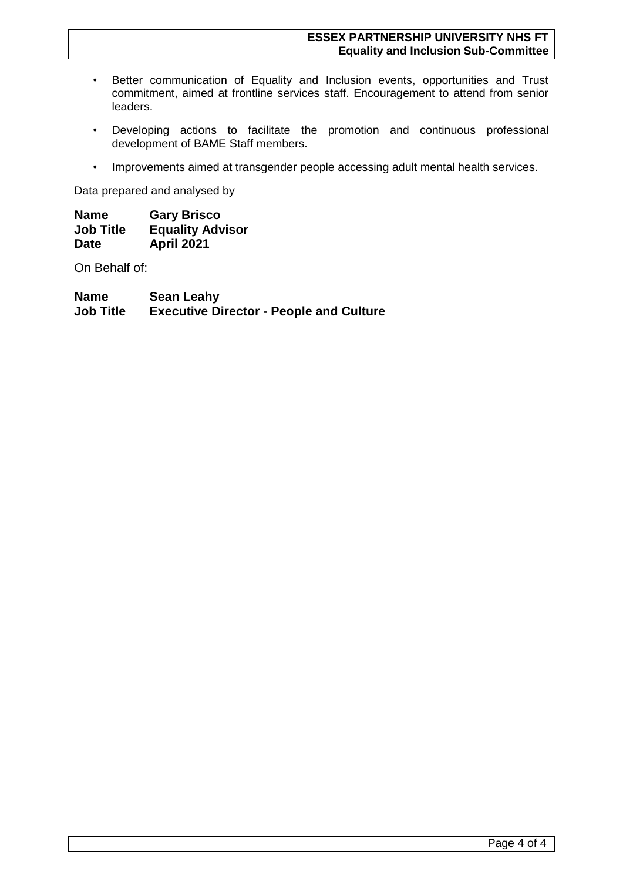- Better communication of Equality and Inclusion events, opportunities and Trust commitment, aimed at frontline services staff. Encouragement to attend from senior leaders.
- Developing actions to facilitate the promotion and continuous professional development of BAME Staff members.
- Improvements aimed at transgender people accessing adult mental health services.

Data prepared and analysed by

**Name** **Gary Brisco**
**Job Title** **Equality Advisor**
**Date** **April 2021**

On Behalf of:

**Name** **Sean Leahy**
**Job Title** **Executive Director - People and Culture**